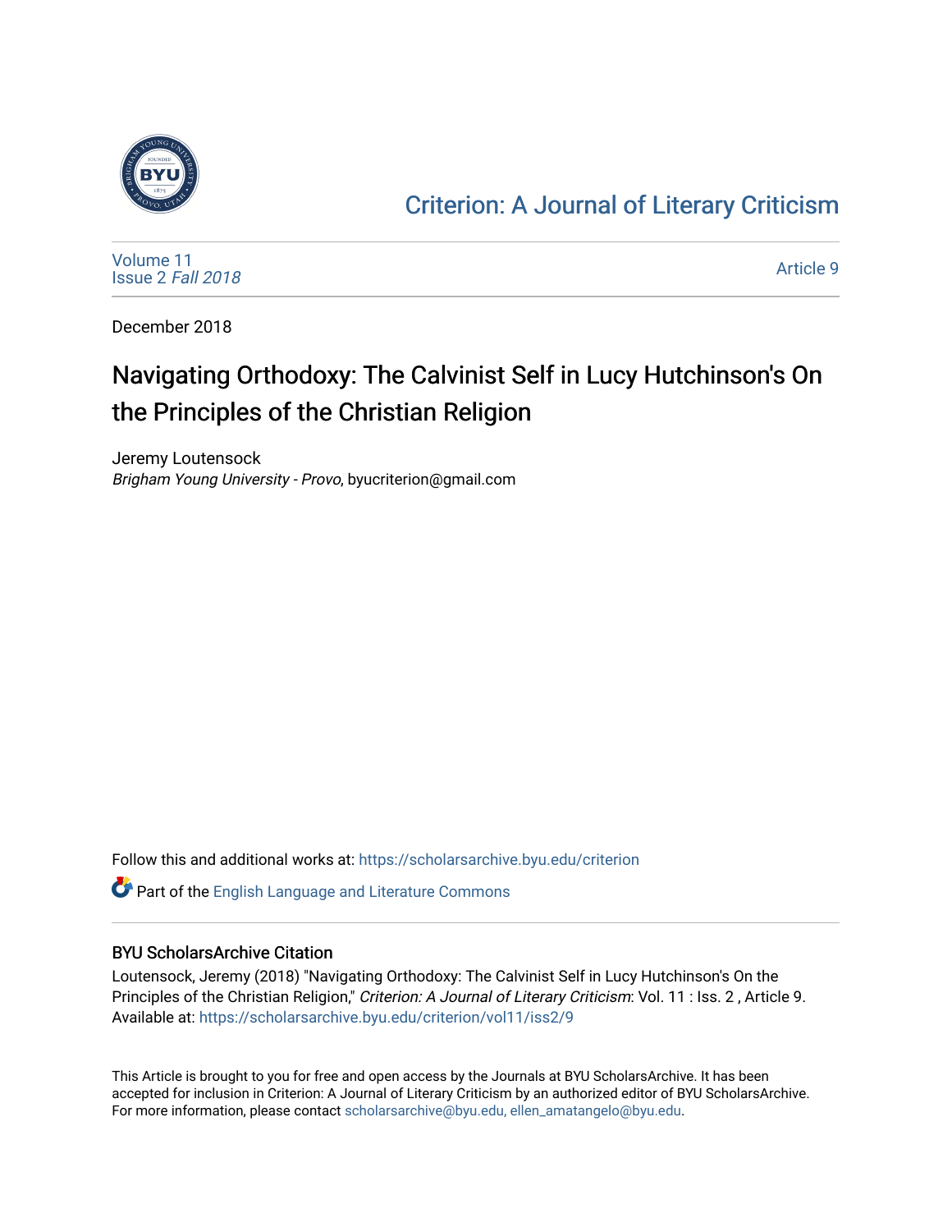[Criterion: A Journal of Literary Criticism](https://scholarsarchive.byu.edu/criterion)

Volume 11
Issue 2 *Fall 2018*

Article 9

December 2018

# Navigating Orthodoxy: The Calvinist Self in Lucy Hutchinson's On the Principles of the Christian Religion

Jeremy Loutensock
*Brigham Young University - Provo*, byucriterion@gmail.com

Follow this and additional works at: https://scholarsarchive.byu.edu/criterion

Part of the English Language and Literature Commons

### BYU ScholarsArchive Citation

Loutensock, Jeremy (2018) "Navigating Orthodoxy: The Calvinist Self in Lucy Hutchinson's On the Principles of the Christian Religion," *Criterion: A Journal of Literary Criticism*: Vol. 11 : Iss. 2 , Article 9.
Available at: https://scholarsarchive.byu.edu/criterion/vol11/iss2/9

This Article is brought to you for free and open access by the Journals at BYU ScholarsArchive. It has been accepted for inclusion in Criterion: A Journal of Literary Criticism by an authorized editor of BYU ScholarsArchive. For more information, please contact scholarsarchive@byu.edu, ellen_amatangelo@byu.edu.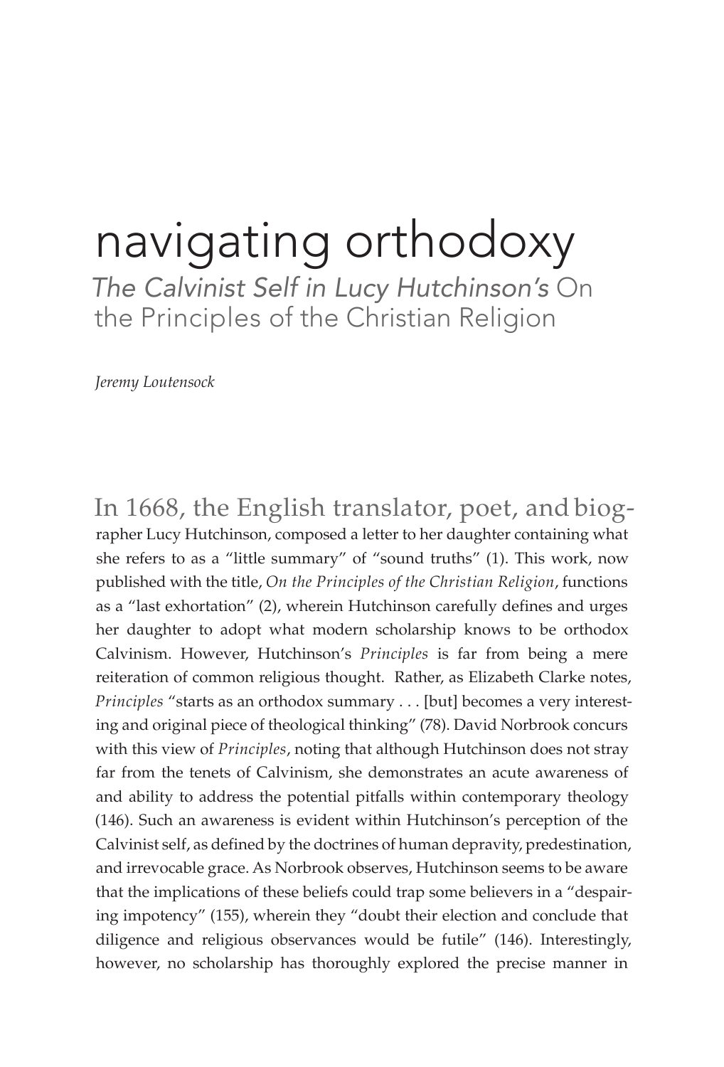# navigating orthodoxy

## *The Calvinist Self in Lucy Hutchinson's* On the Principles of the Christian Religion

*Jeremy Loutensock*

In 1668, the English translator, poet, and biographer Lucy Hutchinson, composed a letter to her daughter containing what she refers to as a "little summary" of "sound truths" (1). This work, now published with the title, *On the Principles of the Christian Religion*, functions as a "last exhortation" (2), wherein Hutchinson carefully defines and urges her daughter to adopt what modern scholarship knows to be orthodox Calvinism. However, Hutchinson's *Principles* is far from being a mere reiteration of common religious thought. Rather, as Elizabeth Clarke notes, *Principles* "starts as an orthodox summary . . . [but] becomes a very interesting and original piece of theological thinking" (78). David Norbrook concurs with this view of *Principles*, noting that although Hutchinson does not stray far from the tenets of Calvinism, she demonstrates an acute awareness of and ability to address the potential pitfalls within contemporary theology (146). Such an awareness is evident within Hutchinson's perception of the Calvinist self, as defined by the doctrines of human depravity, predestination, and irrevocable grace. As Norbrook observes, Hutchinson seems to be aware that the implications of these beliefs could trap some believers in a "despairing impotency" (155), wherein they "doubt their election and conclude that diligence and religious observances would be futile" (146). Interestingly, however, no scholarship has thoroughly explored the precise manner in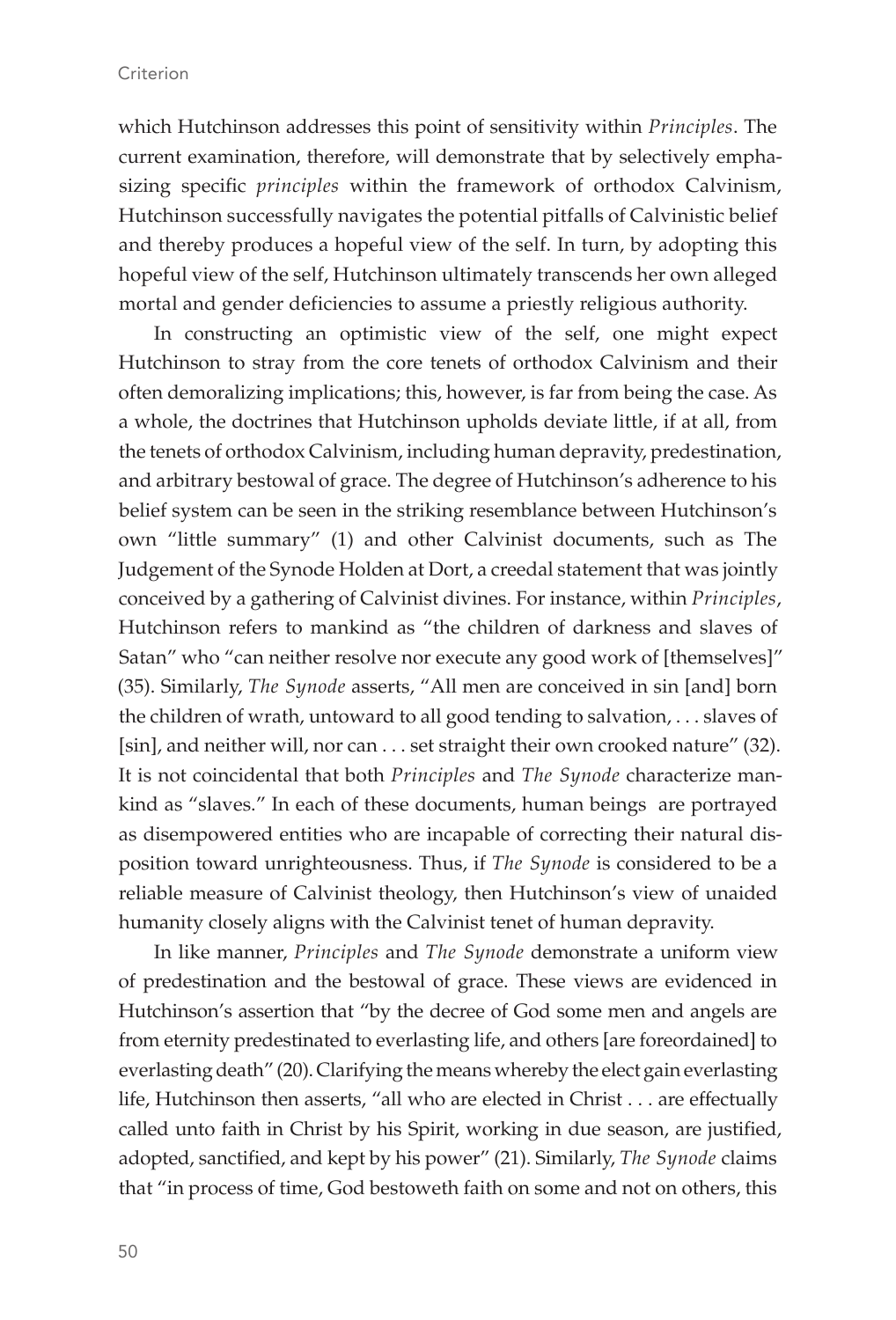which Hutchinson addresses this point of sensitivity within *Principles*. The current examination, therefore, will demonstrate that by selectively emphasizing specific *principles* within the framework of orthodox Calvinism, Hutchinson successfully navigates the potential pitfalls of Calvinistic belief and thereby produces a hopeful view of the self. In turn, by adopting this hopeful view of the self, Hutchinson ultimately transcends her own alleged mortal and gender deficiencies to assume a priestly religious authority.

In constructing an optimistic view of the self, one might expect Hutchinson to stray from the core tenets of orthodox Calvinism and their often demoralizing implications; this, however, is far from being the case. As a whole, the doctrines that Hutchinson upholds deviate little, if at all, from the tenets of orthodox Calvinism, including human depravity, predestination, and arbitrary bestowal of grace. The degree of Hutchinson's adherence to his belief system can be seen in the striking resemblance between Hutchinson's own "little summary" (1) and other Calvinist documents, such as The Judgement of the Synode Holden at Dort, a creedal statement that was jointly conceived by a gathering of Calvinist divines. For instance, within *Principles*, Hutchinson refers to mankind as "the children of darkness and slaves of Satan" who "can neither resolve nor execute any good work of [themselves]" (35). Similarly, *The Synode* asserts, "All men are conceived in sin [and] born the children of wrath, untoward to all good tending to salvation, . . . slaves of [sin], and neither will, nor can . . . set straight their own crooked nature" (32). It is not coincidental that both *Principles* and *The Synode* characterize mankind as "slaves." In each of these documents, human beings are portrayed as disempowered entities who are incapable of correcting their natural disposition toward unrighteousness. Thus, if *The Synode* is considered to be a reliable measure of Calvinist theology, then Hutchinson's view of unaided humanity closely aligns with the Calvinist tenet of human depravity.

In like manner, *Principles* and *The Synode* demonstrate a uniform view of predestination and the bestowal of grace. These views are evidenced in Hutchinson's assertion that "by the decree of God some men and angels are from eternity predestinated to everlasting life, and others [are foreordained] to everlasting death" (20). Clarifying the means whereby the elect gain everlasting life, Hutchinson then asserts, "all who are elected in Christ . . . are effectually called unto faith in Christ by his Spirit, working in due season, are justified, adopted, sanctified, and kept by his power" (21). Similarly, *The Synode* claims that "in process of time, God bestoweth faith on some and not on others, this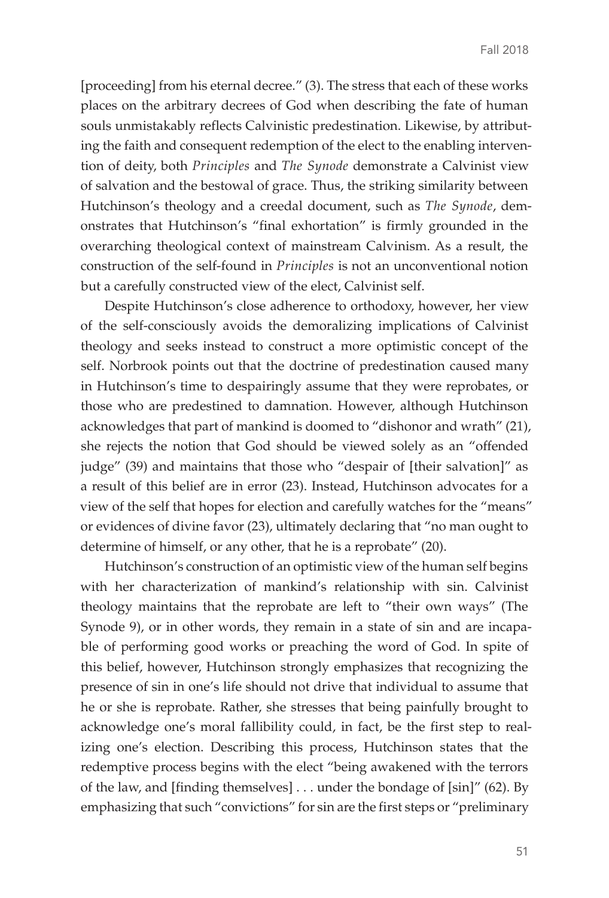[proceeding] from his eternal decree." (3). The stress that each of these works places on the arbitrary decrees of God when describing the fate of human souls unmistakably reflects Calvinistic predestination. Likewise, by attributing the faith and consequent redemption of the elect to the enabling intervention of deity, both *Principles* and *The Synode* demonstrate a Calvinist view of salvation and the bestowal of grace. Thus, the striking similarity between Hutchinson's theology and a creedal document, such as *The Synode*, demonstrates that Hutchinson's "final exhortation" is firmly grounded in the overarching theological context of mainstream Calvinism. As a result, the construction of the self-found in *Principles* is not an unconventional notion but a carefully constructed view of the elect, Calvinist self.

Despite Hutchinson's close adherence to orthodoxy, however, her view of the self-consciously avoids the demoralizing implications of Calvinist theology and seeks instead to construct a more optimistic concept of the self. Norbrook points out that the doctrine of predestination caused many in Hutchinson's time to despairingly assume that they were reprobates, or those who are predestined to damnation. However, although Hutchinson acknowledges that part of mankind is doomed to "dishonor and wrath" (21), she rejects the notion that God should be viewed solely as an "offended judge" (39) and maintains that those who "despair of [their salvation]" as a result of this belief are in error (23). Instead, Hutchinson advocates for a view of the self that hopes for election and carefully watches for the "means" or evidences of divine favor (23), ultimately declaring that "no man ought to determine of himself, or any other, that he is a reprobate" (20).

Hutchinson's construction of an optimistic view of the human self begins with her characterization of mankind's relationship with sin. Calvinist theology maintains that the reprobate are left to "their own ways" (The Synode 9), or in other words, they remain in a state of sin and are incapable of performing good works or preaching the word of God. In spite of this belief, however, Hutchinson strongly emphasizes that recognizing the presence of sin in one's life should not drive that individual to assume that he or she is reprobate. Rather, she stresses that being painfully brought to acknowledge one's moral fallibility could, in fact, be the first step to realizing one's election. Describing this process, Hutchinson states that the redemptive process begins with the elect "being awakened with the terrors of the law, and [finding themselves] . . . under the bondage of [sin]" (62). By emphasizing that such "convictions" for sin are the first steps or "preliminary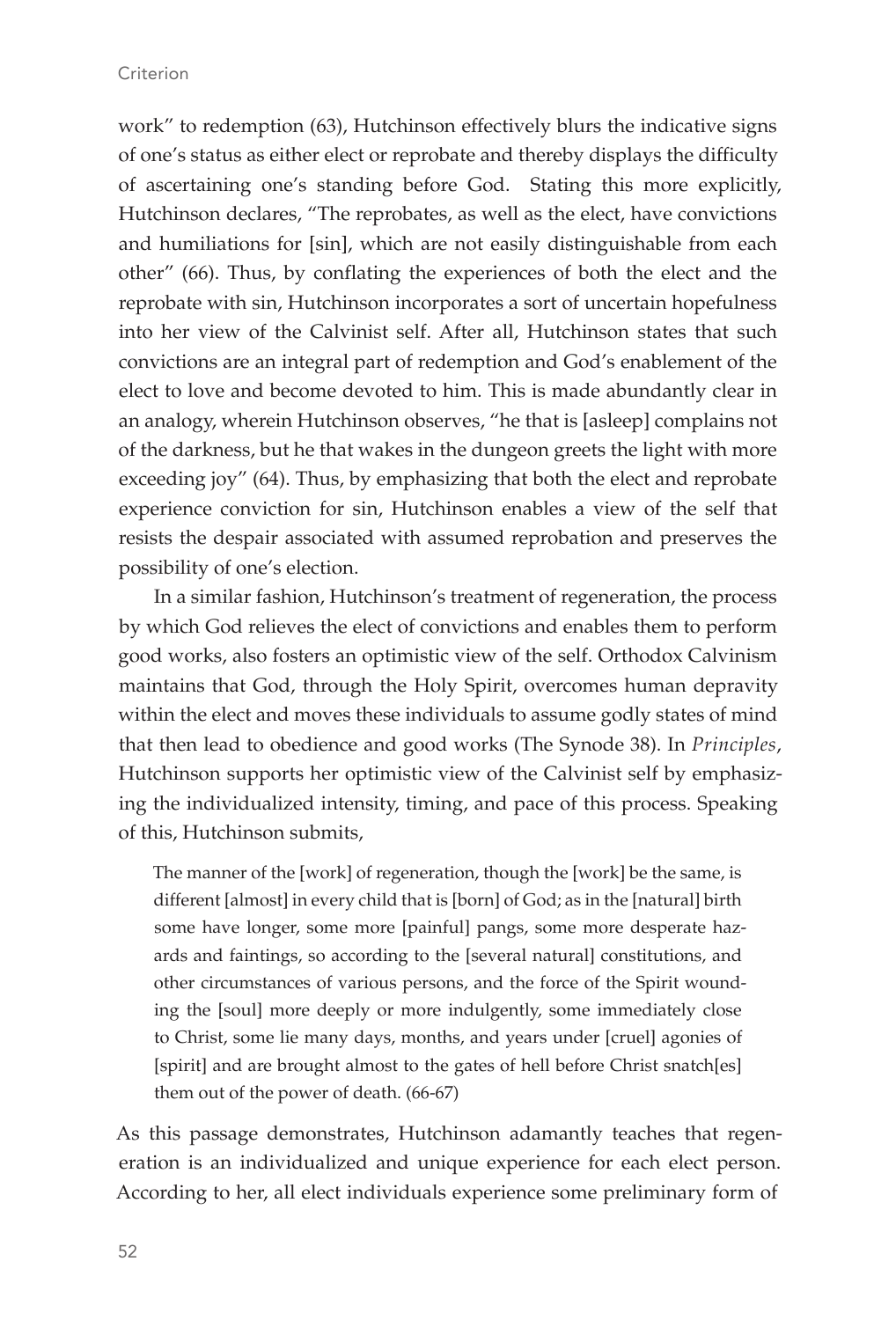work" to redemption (63), Hutchinson effectively blurs the indicative signs of one's status as either elect or reprobate and thereby displays the difficulty of ascertaining one's standing before God. Stating this more explicitly, Hutchinson declares, "The reprobates, as well as the elect, have convictions and humiliations for [sin], which are not easily distinguishable from each other" (66). Thus, by conflating the experiences of both the elect and the reprobate with sin, Hutchinson incorporates a sort of uncertain hopefulness into her view of the Calvinist self. After all, Hutchinson states that such convictions are an integral part of redemption and God's enablement of the elect to love and become devoted to him. This is made abundantly clear in an analogy, wherein Hutchinson observes, "he that is [asleep] complains not of the darkness, but he that wakes in the dungeon greets the light with more exceeding joy" (64). Thus, by emphasizing that both the elect and reprobate experience conviction for sin, Hutchinson enables a view of the self that resists the despair associated with assumed reprobation and preserves the possibility of one's election.

In a similar fashion, Hutchinson's treatment of regeneration, the process by which God relieves the elect of convictions and enables them to perform good works, also fosters an optimistic view of the self. Orthodox Calvinism maintains that God, through the Holy Spirit, overcomes human depravity within the elect and moves these individuals to assume godly states of mind that then lead to obedience and good works (The Synode 38). In *Principles*, Hutchinson supports her optimistic view of the Calvinist self by emphasizing the individualized intensity, timing, and pace of this process. Speaking of this, Hutchinson submits,

> The manner of the [work] of regeneration, though the [work] be the same, is different [almost] in every child that is [born] of God; as in the [natural] birth some have longer, some more [painful] pangs, some more desperate hazards and faintings, so according to the [several natural] constitutions, and other circumstances of various persons, and the force of the Spirit wounding the [soul] more deeply or more indulgently, some immediately close to Christ, some lie many days, months, and years under [cruel] agonies of [spirit] and are brought almost to the gates of hell before Christ snatch[es] them out of the power of death. (66-67)

As this passage demonstrates, Hutchinson adamantly teaches that regeneration is an individualized and unique experience for each elect person. According to her, all elect individuals experience some preliminary form of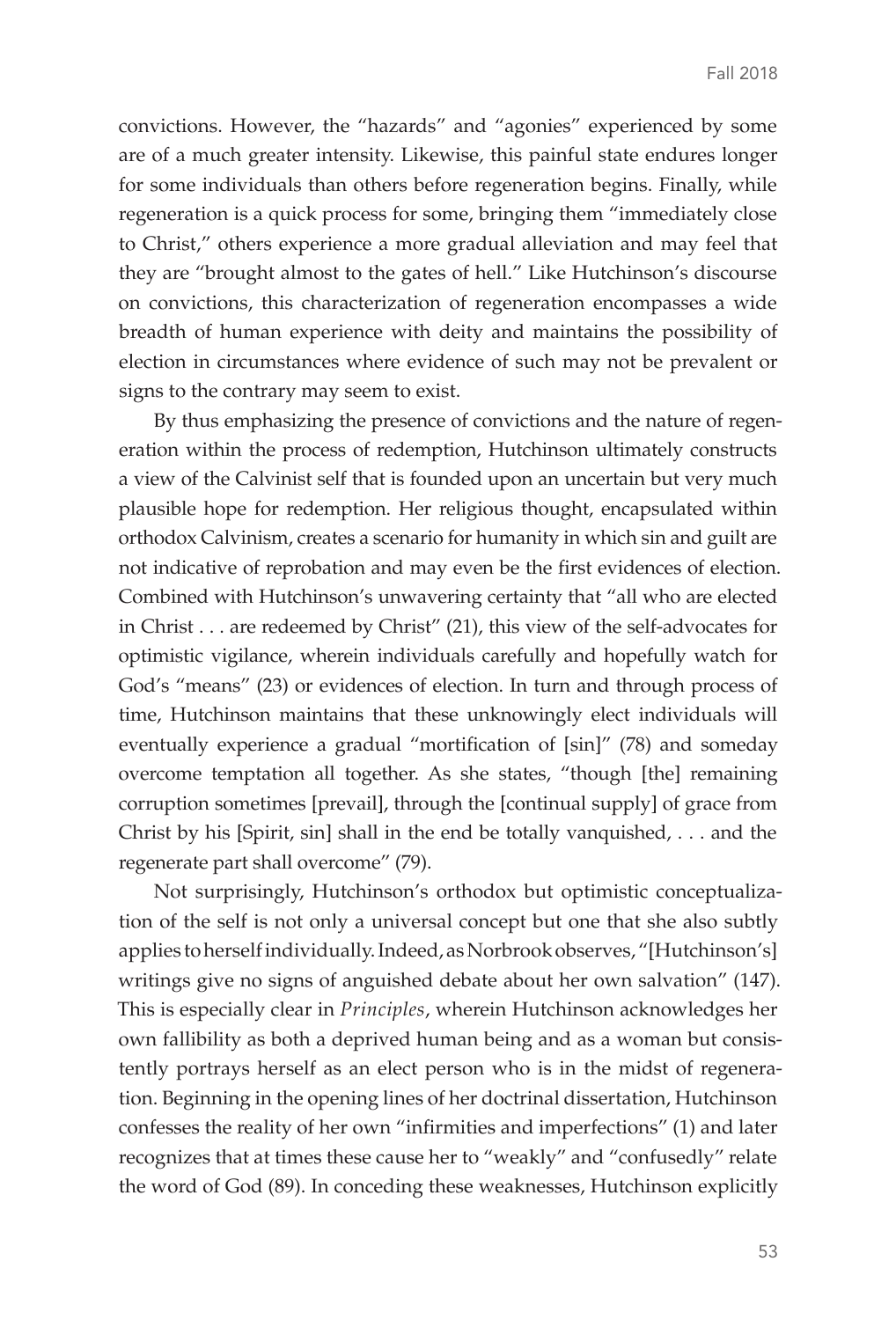convictions. However, the "hazards" and "agonies" experienced by some are of a much greater intensity. Likewise, this painful state endures longer for some individuals than others before regeneration begins. Finally, while regeneration is a quick process for some, bringing them "immediately close to Christ," others experience a more gradual alleviation and may feel that they are "brought almost to the gates of hell." Like Hutchinson's discourse on convictions, this characterization of regeneration encompasses a wide breadth of human experience with deity and maintains the possibility of election in circumstances where evidence of such may not be prevalent or signs to the contrary may seem to exist.

By thus emphasizing the presence of convictions and the nature of regeneration within the process of redemption, Hutchinson ultimately constructs a view of the Calvinist self that is founded upon an uncertain but very much plausible hope for redemption. Her religious thought, encapsulated within orthodox Calvinism, creates a scenario for humanity in which sin and guilt are not indicative of reprobation and may even be the first evidences of election. Combined with Hutchinson's unwavering certainty that "all who are elected in Christ . . . are redeemed by Christ" (21), this view of the self-advocates for optimistic vigilance, wherein individuals carefully and hopefully watch for God's "means" (23) or evidences of election. In turn and through process of time, Hutchinson maintains that these unknowingly elect individuals will eventually experience a gradual "mortification of [sin]" (78) and someday overcome temptation all together. As she states, "though [the] remaining corruption sometimes [prevail], through the [continual supply] of grace from Christ by his [Spirit, sin] shall in the end be totally vanquished, . . . and the regenerate part shall overcome" (79).

Not surprisingly, Hutchinson's orthodox but optimistic conceptualization of the self is not only a universal concept but one that she also subtly applies to herself individually. Indeed, as Norbrook observes, "[Hutchinson's] writings give no signs of anguished debate about her own salvation" (147). This is especially clear in *Principles*, wherein Hutchinson acknowledges her own fallibility as both a deprived human being and as a woman but consistently portrays herself as an elect person who is in the midst of regeneration. Beginning in the opening lines of her doctrinal dissertation, Hutchinson confesses the reality of her own "infirmities and imperfections" (1) and later recognizes that at times these cause her to "weakly" and "confusedly" relate the word of God (89). In conceding these weaknesses, Hutchinson explicitly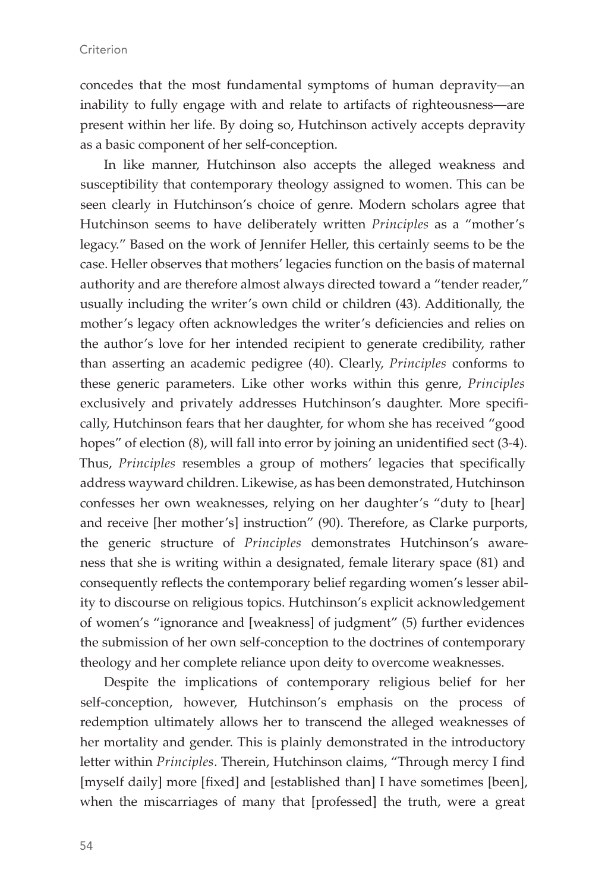concedes that the most fundamental symptoms of human depravity—an inability to fully engage with and relate to artifacts of righteousness—are present within her life. By doing so, Hutchinson actively accepts depravity as a basic component of her self-conception.

In like manner, Hutchinson also accepts the alleged weakness and susceptibility that contemporary theology assigned to women. This can be seen clearly in Hutchinson's choice of genre. Modern scholars agree that Hutchinson seems to have deliberately written *Principles* as a "mother's legacy." Based on the work of Jennifer Heller, this certainly seems to be the case. Heller observes that mothers' legacies function on the basis of maternal authority and are therefore almost always directed toward a "tender reader," usually including the writer's own child or children (43). Additionally, the mother's legacy often acknowledges the writer's deficiencies and relies on the author's love for her intended recipient to generate credibility, rather than asserting an academic pedigree (40). Clearly, *Principles* conforms to these generic parameters. Like other works within this genre, *Principles* exclusively and privately addresses Hutchinson's daughter. More specifically, Hutchinson fears that her daughter, for whom she has received "good hopes" of election (8), will fall into error by joining an unidentified sect (3-4). Thus, *Principles* resembles a group of mothers' legacies that specifically address wayward children. Likewise, as has been demonstrated, Hutchinson confesses her own weaknesses, relying on her daughter's "duty to [hear] and receive [her mother's] instruction" (90). Therefore, as Clarke purports, the generic structure of *Principles* demonstrates Hutchinson's awareness that she is writing within a designated, female literary space (81) and consequently reflects the contemporary belief regarding women's lesser ability to discourse on religious topics. Hutchinson's explicit acknowledgement of women's "ignorance and [weakness] of judgment" (5) further evidences the submission of her own self-conception to the doctrines of contemporary theology and her complete reliance upon deity to overcome weaknesses.

Despite the implications of contemporary religious belief for her self-conception, however, Hutchinson's emphasis on the process of redemption ultimately allows her to transcend the alleged weaknesses of her mortality and gender. This is plainly demonstrated in the introductory letter within *Principles*. Therein, Hutchinson claims, "Through mercy I find [myself daily] more [fixed] and [established than] I have sometimes [been], when the miscarriages of many that [professed] the truth, were a great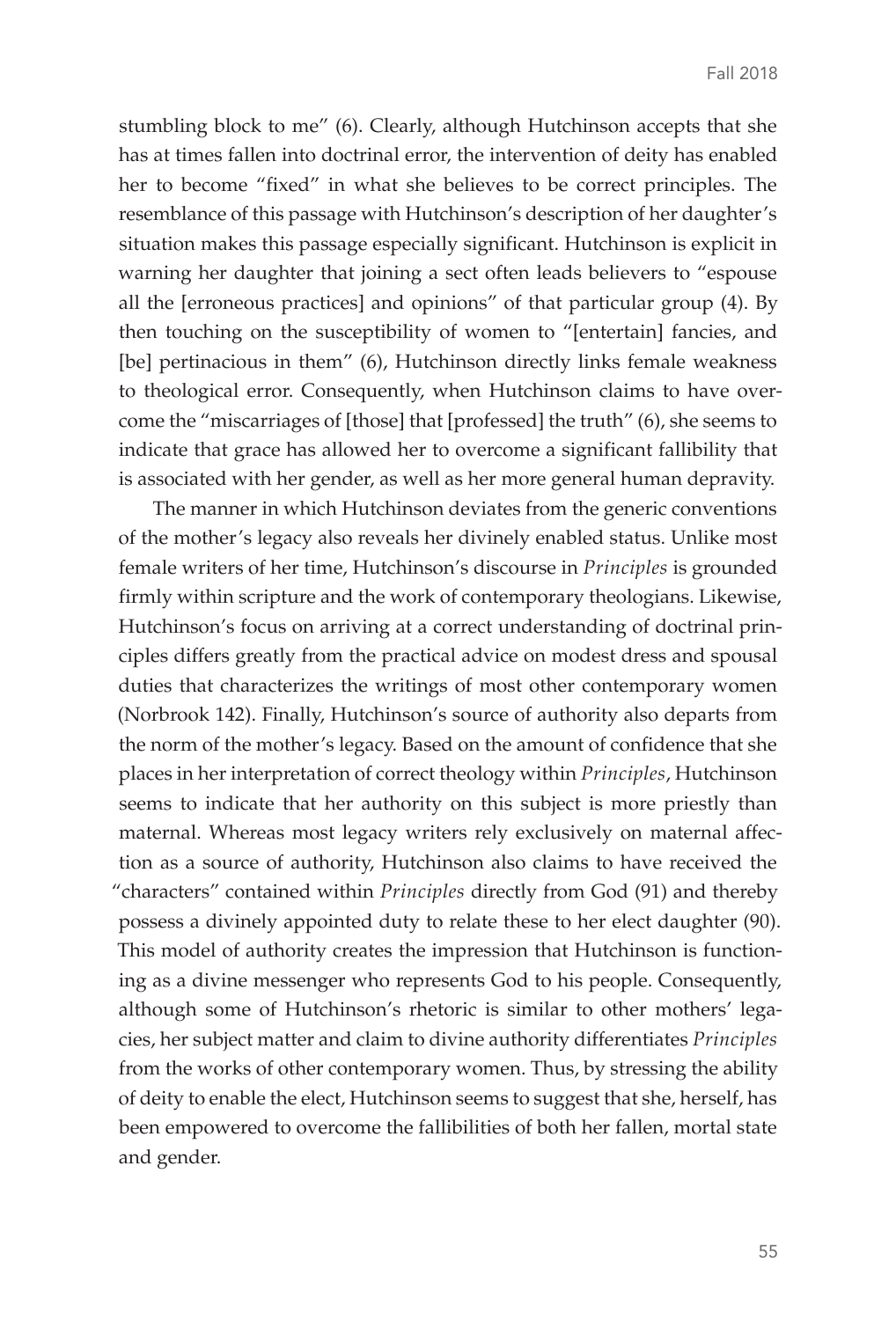stumbling block to me" (6). Clearly, although Hutchinson accepts that she has at times fallen into doctrinal error, the intervention of deity has enabled her to become "fixed" in what she believes to be correct principles. The resemblance of this passage with Hutchinson's description of her daughter's situation makes this passage especially significant. Hutchinson is explicit in warning her daughter that joining a sect often leads believers to "espouse all the [erroneous practices] and opinions" of that particular group (4). By then touching on the susceptibility of women to "[entertain] fancies, and [be] pertinacious in them" (6), Hutchinson directly links female weakness to theological error. Consequently, when Hutchinson claims to have overcome the "miscarriages of [those] that [professed] the truth" (6), she seems to indicate that grace has allowed her to overcome a significant fallibility that is associated with her gender, as well as her more general human depravity.

The manner in which Hutchinson deviates from the generic conventions of the mother's legacy also reveals her divinely enabled status. Unlike most female writers of her time, Hutchinson's discourse in *Principles* is grounded firmly within scripture and the work of contemporary theologians. Likewise, Hutchinson's focus on arriving at a correct understanding of doctrinal principles differs greatly from the practical advice on modest dress and spousal duties that characterizes the writings of most other contemporary women (Norbrook 142). Finally, Hutchinson's source of authority also departs from the norm of the mother's legacy. Based on the amount of confidence that she places in her interpretation of correct theology within *Principles*, Hutchinson seems to indicate that her authority on this subject is more priestly than maternal. Whereas most legacy writers rely exclusively on maternal affection as a source of authority, Hutchinson also claims to have received the "characters" contained within *Principles* directly from God (91) and thereby possess a divinely appointed duty to relate these to her elect daughter (90). This model of authority creates the impression that Hutchinson is functioning as a divine messenger who represents God to his people. Consequently, although some of Hutchinson's rhetoric is similar to other mothers' legacies, her subject matter and claim to divine authority differentiates *Principles* from the works of other contemporary women. Thus, by stressing the ability of deity to enable the elect, Hutchinson seems to suggest that she, herself, has been empowered to overcome the fallibilities of both her fallen, mortal state and gender.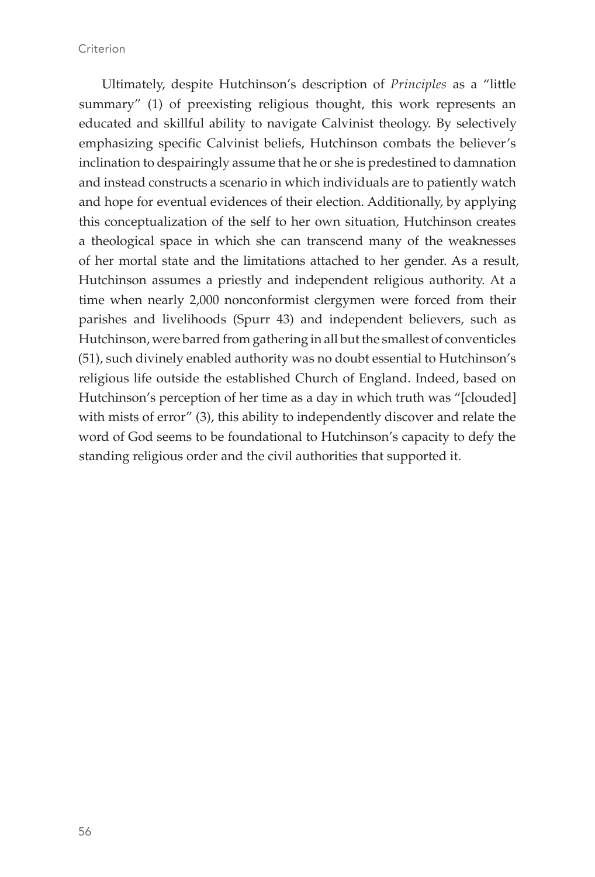Ultimately, despite Hutchinson's description of *Principles* as a "little summary" (1) of preexisting religious thought, this work represents an educated and skillful ability to navigate Calvinist theology. By selectively emphasizing specific Calvinist beliefs, Hutchinson combats the believer's inclination to despairingly assume that he or she is predestined to damnation and instead constructs a scenario in which individuals are to patiently watch and hope for eventual evidences of their election. Additionally, by applying this conceptualization of the self to her own situation, Hutchinson creates a theological space in which she can transcend many of the weaknesses of her mortal state and the limitations attached to her gender. As a result, Hutchinson assumes a priestly and independent religious authority. At a time when nearly 2,000 nonconformist clergymen were forced from their parishes and livelihoods (Spurr 43) and independent believers, such as Hutchinson, were barred from gathering in all but the smallest of conventicles (51), such divinely enabled authority was no doubt essential to Hutchinson's religious life outside the established Church of England. Indeed, based on Hutchinson's perception of her time as a day in which truth was "[clouded] with mists of error" (3), this ability to independently discover and relate the word of God seems to be foundational to Hutchinson's capacity to defy the standing religious order and the civil authorities that supported it.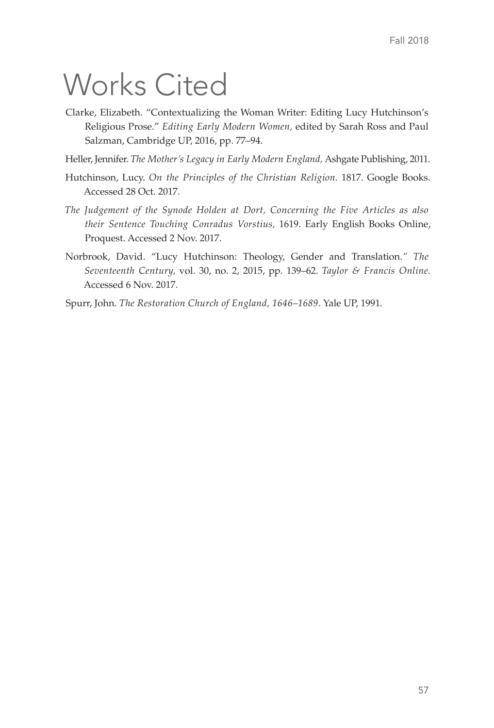# Works Cited

Clarke, Elizabeth. "Contextualizing the Woman Writer: Editing Lucy Hutchinson's Religious Prose." *Editing Early Modern Women,* edited by Sarah Ross and Paul Salzman, Cambridge UP, 2016, pp. 77–94.

Heller, Jennifer. *The Mother's Legacy in Early Modern England,* Ashgate Publishing, 2011.

Hutchinson, Lucy. *On the Principles of the Christian Religion.* 1817. Google Books. Accessed 28 Oct. 2017.

*The Judgement of the Synode Holden at Dort, Concerning the Five Articles as also their Sentence Touching Conradus Vorstius,* 1619. Early English Books Online, Proquest. Accessed 2 Nov. 2017.

Norbrook, David. "Lucy Hutchinson: Theology, Gender and Translation." *The Seventeenth Century,* vol. 30, no. 2, 2015, pp. 139–62. *Taylor & Francis Online.* Accessed 6 Nov. 2017.

Spurr, John. *The Restoration Church of England, 1646–1689*. Yale UP, 1991.